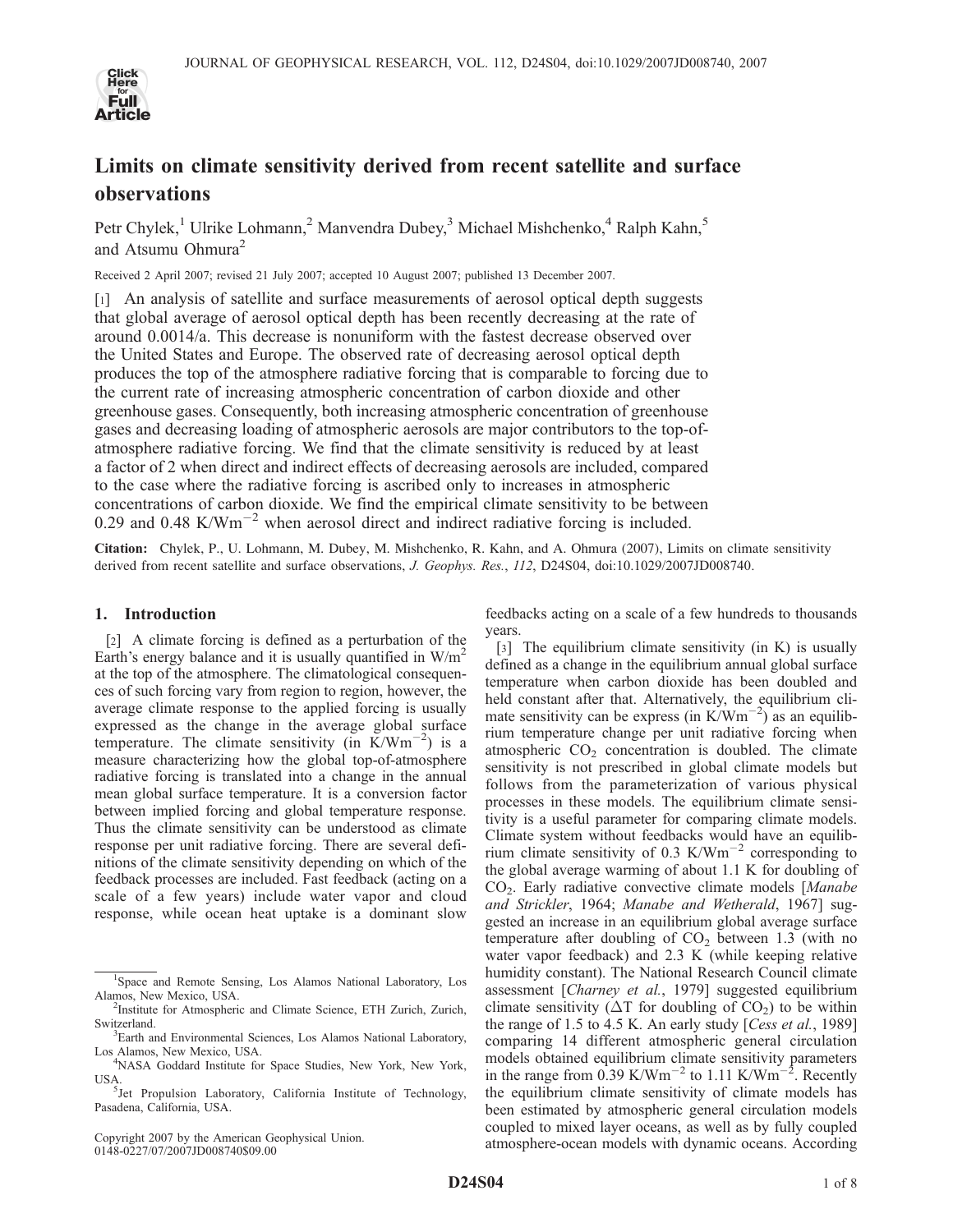# Limits on climate sensitivity derived from recent satellite and surface observations

Petr Chylek,[1] Ulrike Lohmann,[2] Manvendra Dubey,[3] Michael Mishchenko,[4] Ralph Kahn,[5] and Atsumu Ohmura[2]

Received 2 April 2007; revised 21 July 2007; accepted 10 August 2007; published 13 December 2007.

[1] An analysis of satellite and surface measurements of aerosol optical depth suggests that global average of aerosol optical depth has been recently decreasing at the rate of around 0.0014/a. This decrease is nonuniform with the fastest decrease observed over the United States and Europe. The observed rate of decreasing aerosol optical depth produces the top of the atmosphere radiative forcing that is comparable to forcing due to the current rate of increasing atmospheric concentration of carbon dioxide and other greenhouse gases. Consequently, both increasing atmospheric concentration of greenhouse gases and decreasing loading of atmospheric aerosols are major contributors to the top-of-atmosphere radiative forcing. We find that the climate sensitivity is reduced by at least a factor of 2 when direct and indirect effects of decreasing aerosols are included, compared to the case where the radiative forcing is ascribed only to increases in atmospheric concentrations of carbon dioxide. We find the empirical climate sensitivity to be between 0.29 and 0.48 $K/Wm^{-2}$ when aerosol direct and indirect radiative forcing is included.

**Citation:** Chylek, P., U. Lohmann, M. Dubey, M. Mishchenko, R. Kahn, and A. Ohmura (2007), Limits on climate sensitivity derived from recent satellite and surface observations, *J. Geophys. Res.*, *112*, D24S04, doi:10.1029/2007JD008740.

## 1. Introduction

[2] A climate forcing is defined as a perturbation of the Earth's energy balance and it is usually quantified in $W/m^2$ at the top of the atmosphere. The climatological consequences of such forcing vary from region to region, however, the average climate response to the applied forcing is usually expressed as the change in the average global surface temperature. The climate sensitivity (in $K/Wm^{-2}$) is a measure characterizing how the global top-of-atmosphere radiative forcing is translated into a change in the annual mean global surface temperature. It is a conversion factor between implied forcing and global temperature response. Thus the climate sensitivity can be understood as climate response per unit radiative forcing. There are several definitions of the climate sensitivity depending on which of the feedback processes are included. Fast feedback (acting on a scale of a few years) include water vapor and cloud response, while ocean heat uptake is a dominant slow feedbacks acting on a scale of a few hundreds to thousands years.

[3] The equilibrium climate sensitivity (in K) is usually defined as a change in the equilibrium annual global surface temperature when carbon dioxide has been doubled and held constant after that. Alternatively, the equilibrium climate sensitivity can be express (in $K/Wm^{-2}$) as an equilibrium temperature change per unit radiative forcing when atmospheric $CO_2$ concentration is doubled. The climate sensitivity is not prescribed in global climate models but follows from the parameterization of various physical processes in these models. The equilibrium climate sensitivity is a useful parameter for comparing climate models. Climate system without feedbacks would have an equilibrium climate sensitivity of 0.3 $K/Wm^{-2}$ corresponding to the global average warming of about 1.1 K for doubling of $CO_2$. Early radiative convective climate models [*Manabe and Strickler*, 1964; *Manabe and Wetherald*, 1967] suggested an increase in an equilibrium global average surface temperature after doubling of $CO_2$ between 1.3 (with no water vapor feedback) and 2.3 K (while keeping relative humidity constant). The National Research Council climate assessment [*Charney et al.*, 1979] suggested equilibrium climate sensitivity ($\Delta T$ for doubling of $CO_2$) to be within the range of 1.5 to 4.5 K. An early study [*Cess et al.*, 1989] comparing 14 different atmospheric general circulation models obtained equilibrium climate sensitivity parameters in the range from 0.39 $K/Wm^{-2}$ to 1.11 $K/Wm^{-2}$. Recently the equilibrium climate sensitivity of climate models has been estimated by atmospheric general circulation models coupled to mixed layer oceans, as well as by fully coupled atmosphere-ocean models with dynamic oceans. According

---

[1] Space and Remote Sensing, Los Alamos National Laboratory, Los Alamos, New Mexico, USA.

[2] Institute for Atmospheric and Climate Science, ETH Zurich, Zurich, Switzerland.

[3] Earth and Environmental Sciences, Los Alamos National Laboratory, Los Alamos, New Mexico, USA.

[4] NASA Goddard Institute for Space Studies, New York, New York, USA.

[5] Jet Propulsion Laboratory, California Institute of Technology, Pasadena, California, USA.

Copyright 2007 by the American Geophysical Union.
0148-0227/07/2007JD008740$09.00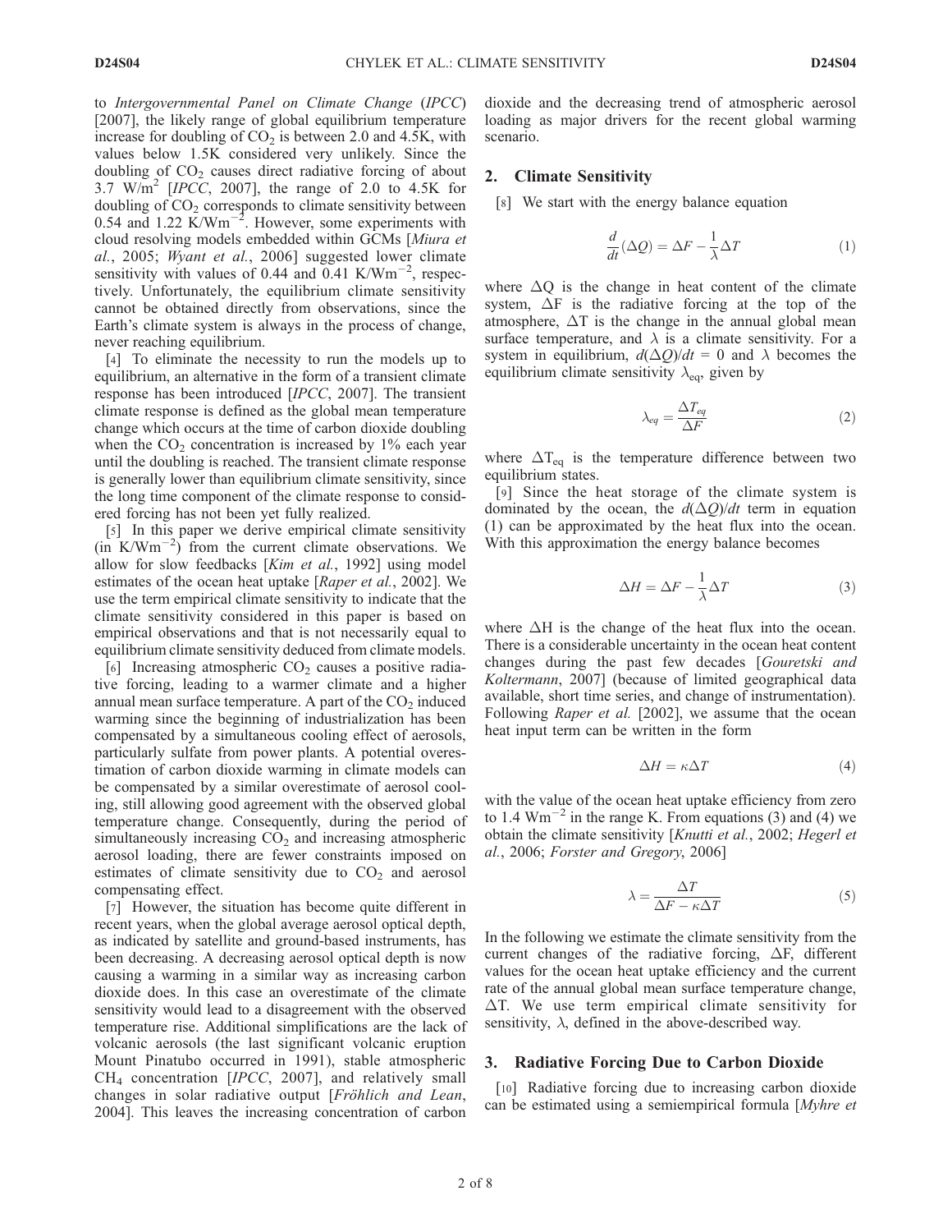to *Intergovernmental Panel on Climate Change* (*IPCC*) [2007], the likely range of global equilibrium temperature increase for doubling of $CO_2$ is between 2.0 and 4.5K, with values below 1.5K considered very unlikely. Since the doubling of $CO_2$ causes direct radiative forcing of about 3.7 $W/m^2$ [*IPCC*, 2007], the range of 2.0 to 4.5K for doubling of $CO_2$ corresponds to climate sensitivity between 0.54 and 1.22 $K/Wm^{-2}$. However, some experiments with cloud resolving models embedded within GCMs [*Miura et al.*, 2005; *Wyant et al.*, 2006] suggested lower climate sensitivity with values of 0.44 and 0.41 $K/Wm^{-2}$, respectively. Unfortunately, the equilibrium climate sensitivity cannot be obtained directly from observations, since the Earth's climate system is always in the process of change, never reaching equilibrium.

[4] To eliminate the necessity to run the models up to equilibrium, an alternative in the form of a transient climate response has been introduced [*IPCC*, 2007]. The transient climate response is defined as the global mean temperature change which occurs at the time of carbon dioxide doubling when the $CO_2$ concentration is increased by 1% each year until the doubling is reached. The transient climate response is generally lower than equilibrium climate sensitivity, since the long time component of the climate response to considered forcing has not been yet fully realized.

[5] In this paper we derive empirical climate sensitivity (in $K/Wm^{-2}$) from the current climate observations. We allow for slow feedbacks [*Kim et al.*, 1992] using model estimates of the ocean heat uptake [*Raper et al.*, 2002]. We use the term empirical climate sensitivity to indicate that the climate sensitivity considered in this paper is based on empirical observations and that is not necessarily equal to equilibrium climate sensitivity deduced from climate models.

[6] Increasing atmospheric $CO_2$ causes a positive radiative forcing, leading to a warmer climate and a higher annual mean surface temperature. A part of the $CO_2$ induced warming since the beginning of industrialization has been compensated by a simultaneous cooling effect of aerosols, particularly sulfate from power plants. A potential overestimation of carbon dioxide warming in climate models can be compensated by a similar overestimate of aerosol cooling, still allowing good agreement with the observed global temperature change. Consequently, during the period of simultaneously increasing $CO_2$ and increasing atmospheric aerosol loading, there are fewer constraints imposed on estimates of climate sensitivity due to $CO_2$ and aerosol compensating effect.

[7] However, the situation has become quite different in recent years, when the global average aerosol optical depth, as indicated by satellite and ground-based instruments, has been decreasing. A decreasing aerosol optical depth is now causing a warming in a similar way as increasing carbon dioxide does. In this case an overestimate of the climate sensitivity would lead to a disagreement with the observed temperature rise. Additional simplifications are the lack of volcanic aerosols (the last significant volcanic eruption Mount Pinatubo occurred in 1991), stable atmospheric $CH_4$ concentration [*IPCC*, 2007], and relatively small changes in solar radiative output [*Fröhlich and Lean*, 2004]. This leaves the increasing concentration of carbon dioxide and the decreasing trend of atmospheric aerosol loading as major drivers for the recent global warming scenario.

## 2. Climate Sensitivity

[8] We start with the energy balance equation

$$\frac{d}{dt}(\Delta Q) = \Delta F - \frac{1}{\lambda}\Delta T \tag{1}$$

where $\Delta Q$ is the change in heat content of the climate system, $\Delta F$ is the radiative forcing at the top of the atmosphere, $\Delta T$ is the change in the annual global mean surface temperature, and $\lambda$ is a climate sensitivity. For a system in equilibrium, $d(\Delta Q)/dt = 0$ and $\lambda$ becomes the equilibrium climate sensitivity $\lambda_{eq}$, given by

$$\lambda_{eq} = \frac{\Delta T_{eq}}{\Delta F} \tag{2}$$

where $\Delta T_{eq}$ is the temperature difference between two equilibrium states.

[9] Since the heat storage of the climate system is dominated by the ocean, the $d(\Delta Q)/dt$ term in equation (1) can be approximated by the heat flux into the ocean. With this approximation the energy balance becomes

$$\Delta H = \Delta F - \frac{1}{\lambda}\Delta T \tag{3}$$

where $\Delta H$ is the change of the heat flux into the ocean. There is a considerable uncertainty in the ocean heat content changes during the past few decades [*Gouretski and Koltermann*, 2007] (because of limited geographical data available, short time series, and change of instrumentation). Following *Raper et al.* [2002], we assume that the ocean heat input term can be written in the form

$$\Delta H = \kappa \Delta T \tag{4}$$

with the value of the ocean heat uptake efficiency from zero to 1.4 $Wm^{-2}$ in the range K. From equations (3) and (4) we obtain the climate sensitivity [*Knutti et al.*, 2002; *Hegerl et al.*, 2006; *Forster and Gregory*, 2006]

$$\lambda = \frac{\Delta T}{\Delta F - \kappa \Delta T} \tag{5}$$

In the following we estimate the climate sensitivity from the current changes of the radiative forcing, $\Delta F$, different values for the ocean heat uptake efficiency and the current rate of the annual global mean surface temperature change, $\Delta T$. We use term empirical climate sensitivity for sensitivity, $\lambda$, defined in the above-described way.

## 3. Radiative Forcing Due to Carbon Dioxide

[10] Radiative forcing due to increasing carbon dioxide can be estimated using a semiempirical formula [*Myhre et*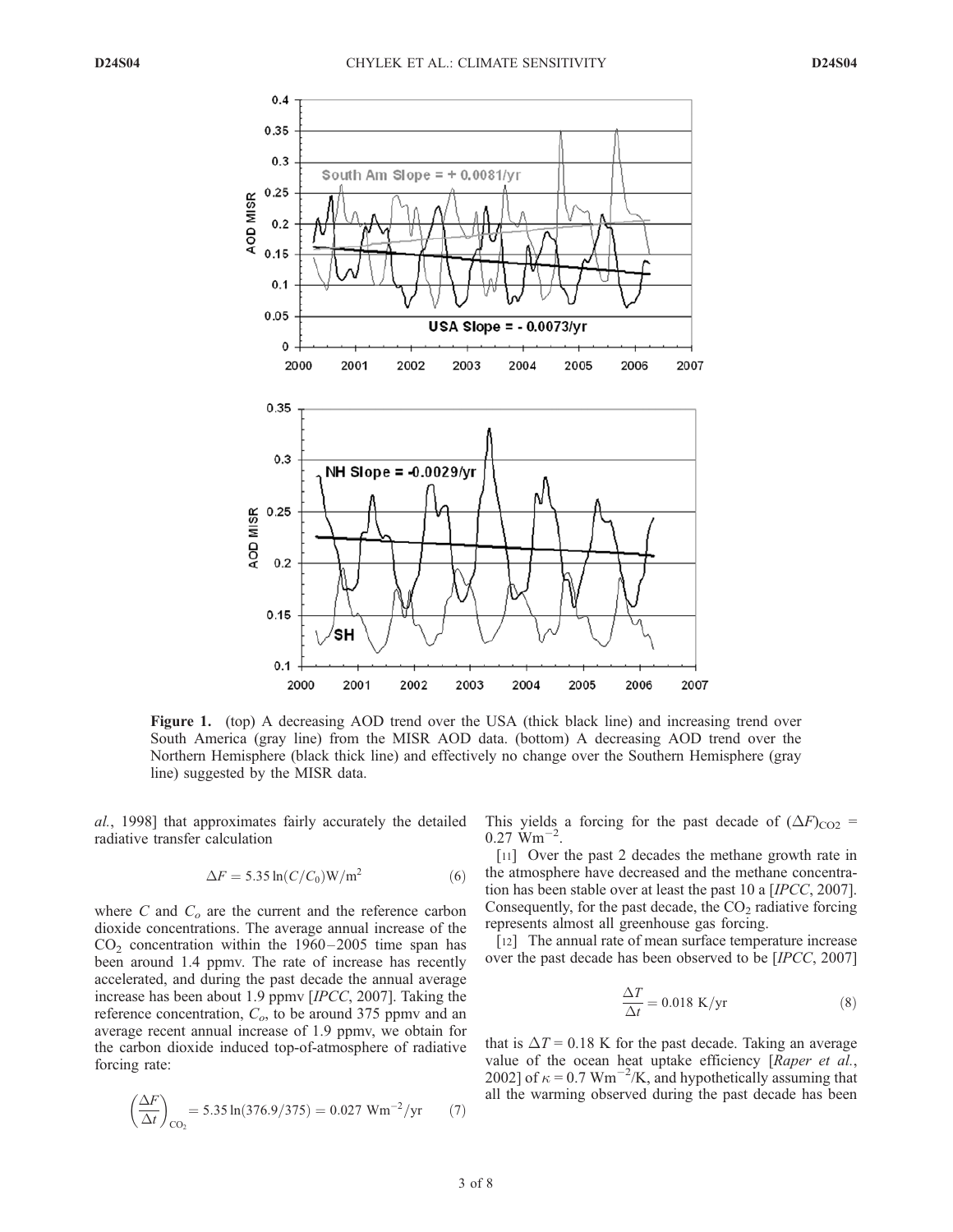**Figure 1.** (top) A decreasing AOD trend over the USA (thick black line) and increasing trend over South America (gray line) from the MISR AOD data. (bottom) A decreasing AOD trend over the Northern Hemisphere (black thick line) and effectively no change over the Southern Hemisphere (gray line) suggested by the MISR data.

*al.*, 1998] that approximates fairly accurately the detailed radiative transfer calculation

$$\Delta F = 5.35 \ln(C/C_0) \mathrm{W/m^2} \tag{6}$$

where $C$ and $C_o$ are the current and the reference carbon dioxide concentrations. The average annual increase of the $CO_2$ concentration within the 1960–2005 time span has been around 1.4 ppmv. The rate of increase has recently accelerated, and during the past decade the annual average increase has been about 1.9 ppmv [*IPCC*, 2007]. Taking the reference concentration, $C_o$, to be around 375 ppmv and an average recent annual increase of 1.9 ppmv, we obtain for the carbon dioxide induced top-of-atmosphere of radiative forcing rate:

$$\left(\frac{\Delta F}{\Delta t}\right)_{CO_2} = 5.35 \ln(376.9/375) = 0.027 \ \mathrm{Wm^{-2}/yr} \tag{7}$$

This yields a forcing for the past decade of $(\Delta F)_{CO2} = 0.27 \ \mathrm{Wm^{-2}}$.

[11] Over the past 2 decades the methane growth rate in the atmosphere have decreased and the methane concentration has been stable over at least the past 10 a [*IPCC*, 2007]. Consequently, for the past decade, the $CO_2$ radiative forcing represents almost all greenhouse gas forcing.

[12] The annual rate of mean surface temperature increase over the past decade has been observed to be [*IPCC*, 2007]

$$\frac{\Delta T}{\Delta t} = 0.018 \ \mathrm{K/yr} \tag{8}$$

that is $\Delta T = 0.18$ K for the past decade. Taking an average value of the ocean heat uptake efficiency [*Raper et al.*, 2002] of $\kappa = 0.7 \ \mathrm{Wm^{-2}/K}$, and hypothetically assuming that all the warming observed during the past decade has been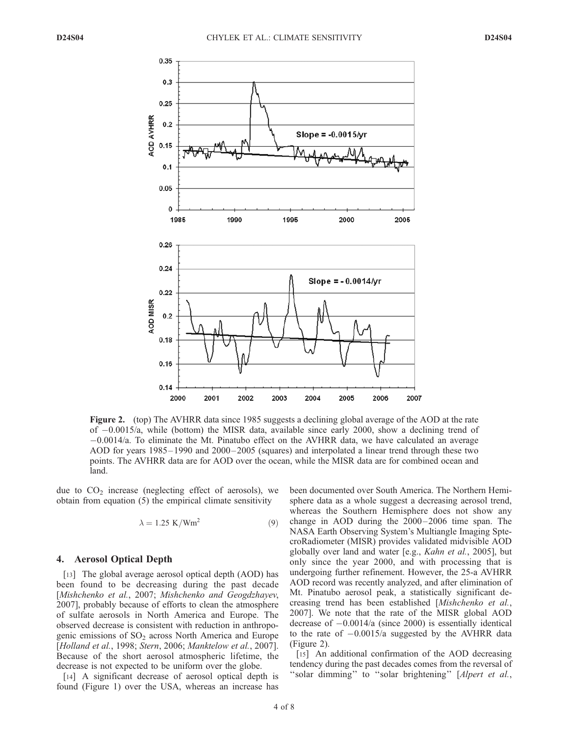**Figure 2.** (top) The AVHRR data since 1985 suggests a declining global average of the AOD at the rate of −0.0015/a, while (bottom) the MISR data, available since early 2000, show a declining trend of −0.0014/a. To eliminate the Mt. Pinatubo effect on the AVHRR data, we have calculated an average AOD for years 1985–1990 and 2000–2005 (squares) and interpolated a linear trend through these two points. The AVHRR data are for AOD over the ocean, while the MISR data are for combined ocean and land.

due to $CO_2$ increase (neglecting effect of aerosols), we obtain from equation (5) the empirical climate sensitivity

$$\lambda = 1.25 \text{ K/Wm}^2 \tag{9}$$

## 4. Aerosol Optical Depth

[13] The global average aerosol optical depth (AOD) has been found to be decreasing during the past decade [*Mishchenko et al.*, 2007; *Mishchenko and Geogdzhayev*, 2007], probably because of efforts to clean the atmosphere of sulfate aerosols in North America and Europe. The observed decrease is consistent with reduction in anthropogenic emissions of $SO_2$ across North America and Europe [*Holland et al.*, 1998; *Stern*, 2006; *Manktelow et al.*, 2007]. Because of the short aerosol atmospheric lifetime, the decrease is not expected to be uniform over the globe.

[14] A significant decrease of aerosol optical depth is found (Figure 1) over the USA, whereas an increase has been documented over South America. The Northern Hemisphere data as a whole suggest a decreasing aerosol trend, whereas the Southern Hemisphere does not show any change in AOD during the 2000–2006 time span. The NASA Earth Observing System's Multiangle Imaging SpteCroRadiometer (MISR) provides validated midvisible AOD globally over land and water [e.g., *Kahn et al.*, 2005], but only since the year 2000, and with processing that is undergoing further refinement. However, the 25-a AVHRR AOD record was recently analyzed, and after elimination of Mt. Pinatubo aerosol peak, a statistically significant decreasing trend has been established [*Mishchenko et al.*, 2007]. We note that the rate of the MISR global AOD decrease of −0.0014/a (since 2000) is essentially identical to the rate of −0.0015/a suggested by the AVHRR data (Figure 2).

[15] An additional confirmation of the AOD decreasing tendency during the past decades comes from the reversal of "solar dimming" to "solar brightening" [*Alpert et al.*,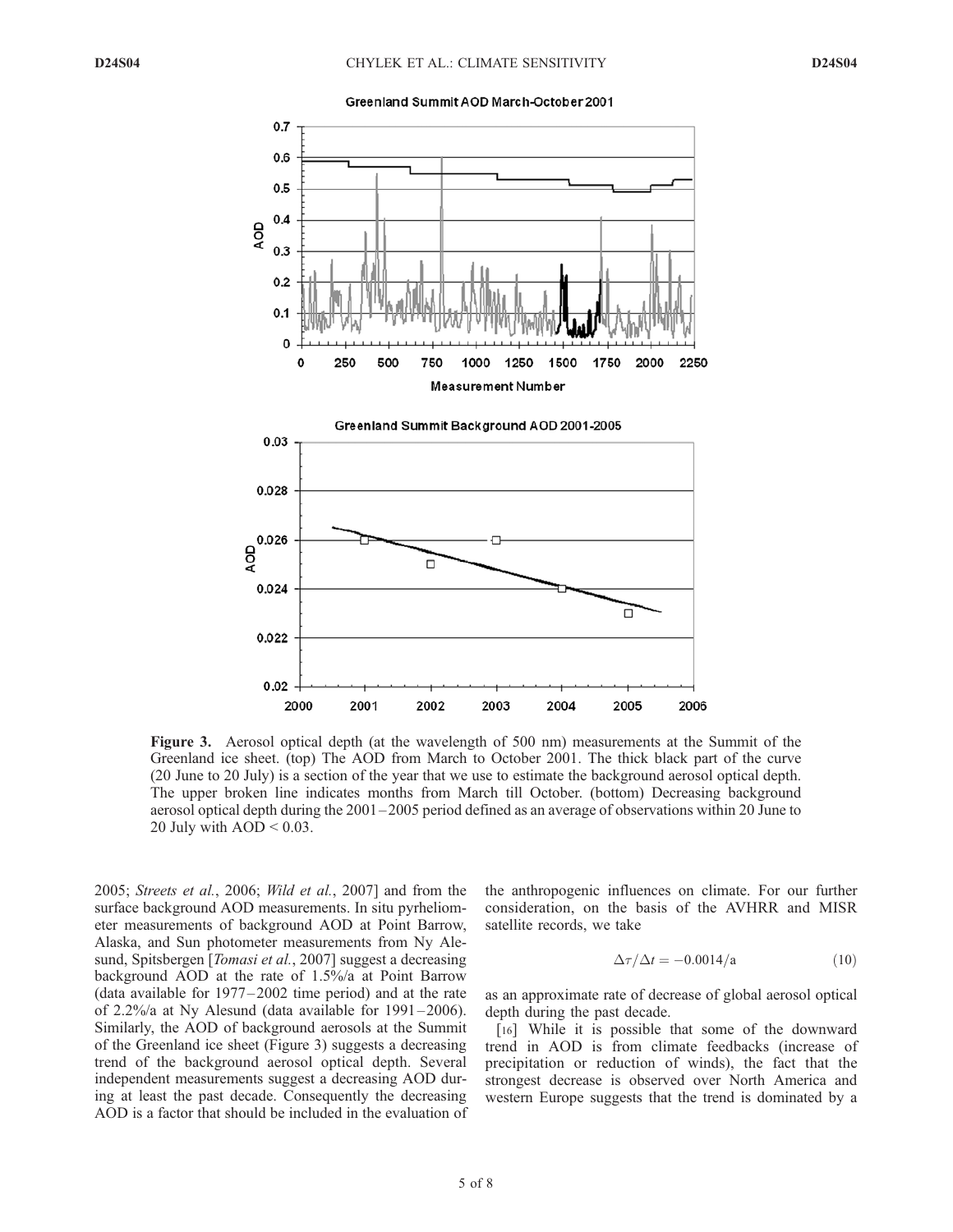**Figure 3.** Aerosol optical depth (at the wavelength of 500 nm) measurements at the Summit of the Greenland ice sheet. (top) The AOD from March to October 2001. The thick black part of the curve (20 June to 20 July) is a section of the year that we use to estimate the background aerosol optical depth. The upper broken line indicates months from March till October. (bottom) Decreasing background aerosol optical depth during the 2001–2005 period defined as an average of observations within 20 June to 20 July with AOD < 0.03.

2005; *Streets et al.*, 2006; *Wild et al.*, 2007] and from the surface background AOD measurements. In situ pyrheliometer measurements of background AOD at Point Barrow, Alaska, and Sun photometer measurements from Ny Alesund, Spitsbergen [*Tomasi et al.*, 2007] suggest a decreasing background AOD at the rate of 1.5%/a at Point Barrow (data available for 1977–2002 time period) and at the rate of 2.2%/a at Ny Alesund (data available for 1991–2006). Similarly, the AOD of background aerosols at the Summit of the Greenland ice sheet (Figure 3) suggests a decreasing trend of the background aerosol optical depth. Several independent measurements suggest a decreasing AOD during at least the past decade. Consequently the decreasing AOD is a factor that should be included in the evaluation of the anthropogenic influences on climate. For our further consideration, on the basis of the AVHRR and MISR satellite records, we take

$$\Delta\tau/\Delta t = -0.0014/\mathrm{a} \tag{10}$$

as an approximate rate of decrease of global aerosol optical depth during the past decade.

[16] While it is possible that some of the downward trend in AOD is from climate feedbacks (increase of precipitation or reduction of winds), the fact that the strongest decrease is observed over North America and western Europe suggests that the trend is dominated by a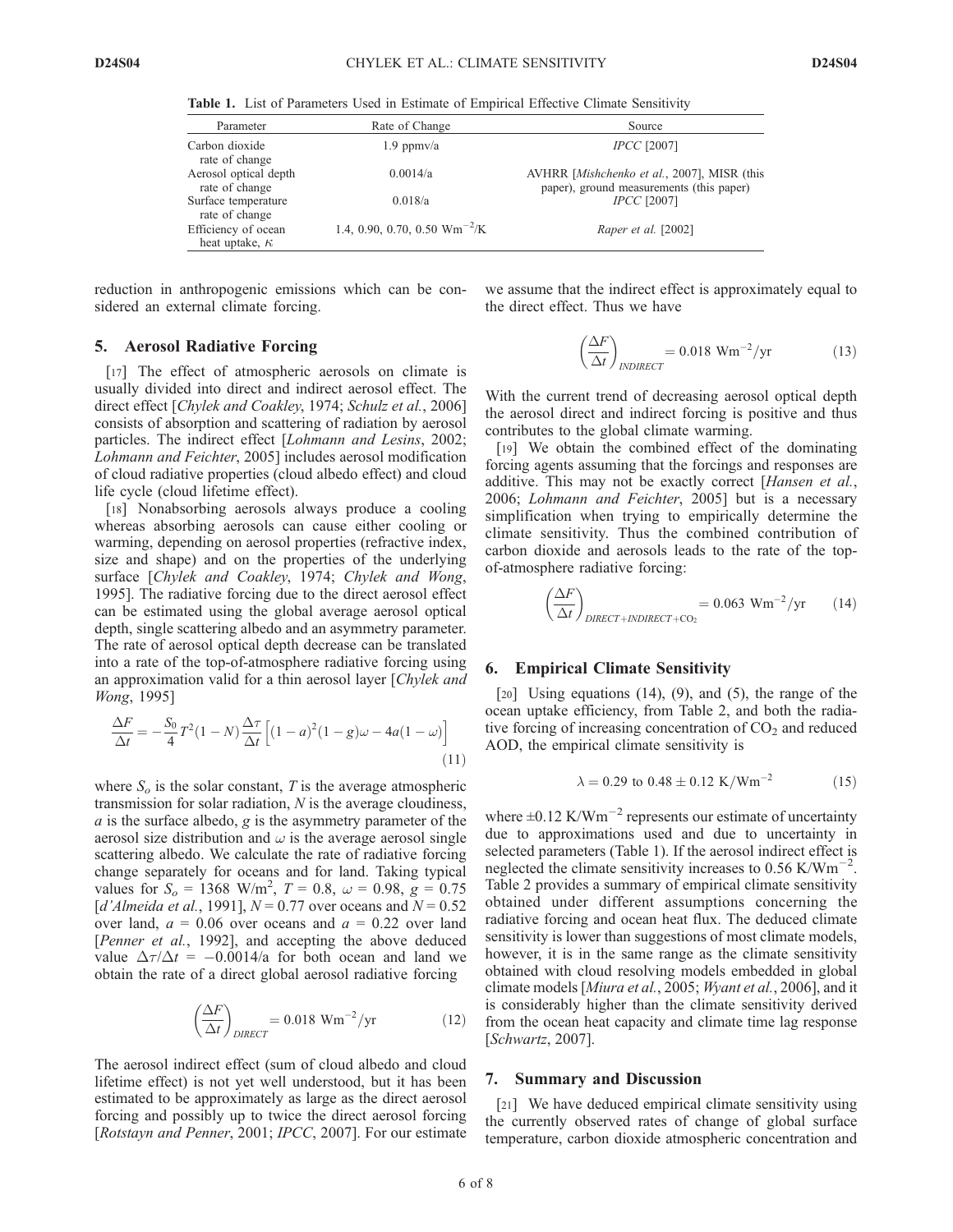**Table 1.** List of Parameters Used in Estimate of Empirical Effective Climate Sensitivity

| Parameter | Rate of Change | Source |
|---|---|---|
| Carbon dioxide rate of change | 1.9 ppmv/a | *IPCC* [2007] |
| Aerosol optical depth rate of change | 0.0014/a | AVHRR [*Mishchenko et al.*, 2007], MISR (this paper), ground measurements (this paper) |
| Surface temperature rate of change | 0.018/a | *IPCC* [2007] |
| Efficiency of ocean heat uptake, $\kappa$ | 1.4, 0.90, 0.70, 0.50 $Wm^{-2}/K$ | *Raper et al.* [2002] |

reduction in anthropogenic emissions which can be considered an external climate forcing.

## 5. Aerosol Radiative Forcing

[17] The effect of atmospheric aerosols on climate is usually divided into direct and indirect aerosol effect. The direct effect [*Chylek and Coakley*, 1974; *Schulz et al.*, 2006] consists of absorption and scattering of radiation by aerosol particles. The indirect effect [*Lohmann and Lesins*, 2002; *Lohmann and Feichter*, 2005] includes aerosol modification of cloud radiative properties (cloud albedo effect) and cloud life cycle (cloud lifetime effect).

[18] Nonabsorbing aerosols always produce a cooling whereas absorbing aerosols can cause either cooling or warming, depending on aerosol properties (refractive index, size and shape) and on the properties of the underlying surface [*Chylek and Coakley*, 1974; *Chylek and Wong*, 1995]. The radiative forcing due to the direct aerosol effect can be estimated using the global average aerosol optical depth, single scattering albedo and an asymmetry parameter. The rate of aerosol optical depth decrease can be translated into a rate of the top-of-atmosphere radiative forcing using an approximation valid for a thin aerosol layer [*Chylek and Wong*, 1995]

$$\frac{\Delta F}{\Delta t} = -\frac{S_0}{4} T^2 (1 - N) \frac{\Delta \tau}{\Delta t} \left[ (1 - a)^2 (1 - g) \omega - 4a(1 - \omega) \right] \tag{11}$$

where $S_o$ is the solar constant, $T$ is the average atmospheric transmission for solar radiation, $N$ is the average cloudiness, $a$ is the surface albedo, $g$ is the asymmetry parameter of the aerosol size distribution and $\omega$ is the average aerosol single scattering albedo. We calculate the rate of radiative forcing change separately for oceans and for land. Taking typical values for $S_o$ = 1368 W/m$^2$, $T$ = 0.8, $\omega$ = 0.98, $g$ = 0.75 [*d'Almeida et al.*, 1991], $N$ = 0.77 over oceans and $N$ = 0.52 over land, $a$ = 0.06 over oceans and $a$ = 0.22 over land [*Penner et al.*, 1992], and accepting the above deduced value $\Delta\tau/\Delta t$ = −0.0014/a for both ocean and land we obtain the rate of a direct global aerosol radiative forcing

$$\left(\frac{\Delta F}{\Delta t}\right)_{DIRECT} = 0.018 \text{ Wm}^{-2}/\text{yr} \tag{12}$$

The aerosol indirect effect (sum of cloud albedo and cloud lifetime effect) is not yet well understood, but it has been estimated to be approximately as large as the direct aerosol forcing and possibly up to twice the direct aerosol forcing [*Rotstayn and Penner*, 2001; *IPCC*, 2007]. For our estimate we assume that the indirect effect is approximately equal to the direct effect. Thus we have

$$\left(\frac{\Delta F}{\Delta t}\right)_{INDIRECT} = 0.018 \text{ Wm}^{-2}/\text{yr} \tag{13}$$

With the current trend of decreasing aerosol optical depth the aerosol direct and indirect forcing is positive and thus contributes to the global climate warming.

[19] We obtain the combined effect of the dominating forcing agents assuming that the forcings and responses are additive. This may not be exactly correct [*Hansen et al.*, 2006; *Lohmann and Feichter*, 2005] but is a necessary simplification when trying to empirically determine the climate sensitivity. Thus the combined contribution of carbon dioxide and aerosols leads to the rate of the top-of-atmosphere radiative forcing:

$$\left(\frac{\Delta F}{\Delta t}\right)_{DIRECT+INDIRECT+CO_2} = 0.063 \text{ Wm}^{-2}/\text{yr} \tag{14}$$

## 6. Empirical Climate Sensitivity

[20] Using equations (14), (9), and (5), the range of the ocean uptake efficiency, from Table 2, and both the radiative forcing of increasing concentration of $CO_2$ and reduced AOD, the empirical climate sensitivity is

$$\lambda = 0.29 \text{ to } 0.48 \pm 0.12 \text{ K/Wm}^{-2} \tag{15}$$

where ±0.12 K/Wm$^{-2}$ represents our estimate of uncertainty due to approximations used and due to uncertainty in selected parameters (Table 1). If the aerosol indirect effect is neglected the climate sensitivity increases to 0.56 K/Wm$^{-2}$. Table 2 provides a summary of empirical climate sensitivity obtained under different assumptions concerning the radiative forcing and ocean heat flux. The deduced climate sensitivity is lower than suggestions of most climate models, however, it is in the same range as the climate sensitivity obtained with cloud resolving models embedded in global climate models [*Miura et al.*, 2005; *Wyant et al.*, 2006], and it is considerably higher than the climate sensitivity derived from the ocean heat capacity and climate time lag response [*Schwartz*, 2007].

## 7. Summary and Discussion

[21] We have deduced empirical climate sensitivity using the currently observed rates of change of global surface temperature, carbon dioxide atmospheric concentration and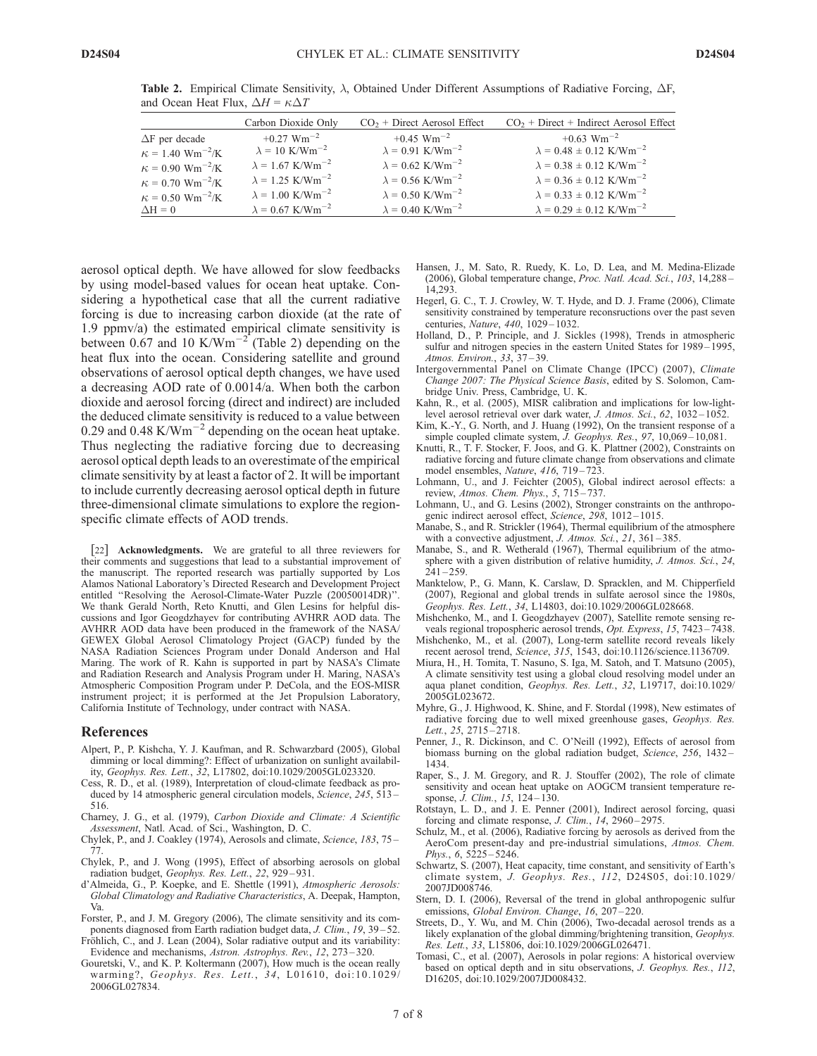**Table 2.** Empirical Climate Sensitivity, $\lambda$, Obtained Under Different Assumptions of Radiative Forcing, $\Delta F$, and Ocean Heat Flux, $\Delta H = \kappa \Delta T$

| | Carbon Dioxide Only | $CO_2$ + Direct Aerosol Effect | $CO_2$ + Direct + Indirect Aerosol Effect |
|---|---|---|---|
| $\Delta F$ per decade | $+0.27$ Wm$^{-2}$ | $+0.45$ Wm$^{-2}$ | $+0.63$ Wm$^{-2}$ |
| $\kappa = 1.40$ Wm$^{-2}$/K | $\lambda = 10$ K/Wm$^{-2}$ | $\lambda = 0.91$ K/Wm$^{-2}$ | $\lambda = 0.48 \pm 0.12$ K/Wm$^{-2}$ |
| $\kappa = 0.90$ Wm$^{-2}$/K | $\lambda = 1.67$ K/Wm$^{-2}$ | $\lambda = 0.62$ K/Wm$^{-2}$ | $\lambda = 0.38 \pm 0.12$ K/Wm$^{-2}$ |
| $\kappa = 0.70$ Wm$^{-2}$/K | $\lambda = 1.25$ K/Wm$^{-2}$ | $\lambda = 0.56$ K/Wm$^{-2}$ | $\lambda = 0.36 \pm 0.12$ K/Wm$^{-2}$ |
| $\kappa = 0.50$ Wm$^{-2}$/K | $\lambda = 1.00$ K/Wm$^{-2}$ | $\lambda = 0.50$ K/Wm$^{-2}$ | $\lambda = 0.33 \pm 0.12$ K/Wm$^{-2}$ |
| $\Delta H = 0$ | $\lambda = 0.67$ K/Wm$^{-2}$ | $\lambda = 0.40$ K/Wm$^{-2}$ | $\lambda = 0.29 \pm 0.12$ K/Wm$^{-2}$ |

aerosol optical depth. We have allowed for slow feedbacks by using model-based values for ocean heat uptake. Considering a hypothetical case that all the current radiative forcing is due to increasing carbon dioxide (at the rate of 1.9 ppmv/a) the estimated empirical climate sensitivity is between 0.67 and 10 K/Wm$^{-2}$ (Table 2) depending on the heat flux into the ocean. Considering satellite and ground observations of aerosol optical depth changes, we have used a decreasing AOD rate of 0.0014/a. When both the carbon dioxide and aerosol forcing (direct and indirect) are included the deduced climate sensitivity is reduced to a value between 0.29 and 0.48 K/Wm$^{-2}$ depending on the ocean heat uptake. Thus neglecting the radiative forcing due to decreasing aerosol optical depth leads to an overestimate of the empirical climate sensitivity by at least a factor of 2. It will be important to include currently decreasing aerosol optical depth in future three-dimensional climate simulations to explore the region-specific climate effects of AOD trends.

[22] **Acknowledgments.** We are grateful to all three reviewers for their comments and suggestions that lead to a substantial improvement of the manuscript. The reported research was partially supported by Los Alamos National Laboratory's Directed Research and Development Project entitled "Resolving the Aerosol-Climate-Water Puzzle (20050014DR)". We thank Gerald North, Reto Knutti, and Glen Lesins for helpful discussions and Igor Geogdzhayev for contributing AVHRR AOD data. The AVHRR AOD data have been produced in the framework of the NASA/GEWEX Global Aerosol Climatology Project (GACP) funded by the NASA Radiation Sciences Program under Donald Anderson and Hal Maring. The work of R. Kahn is supported in part by NASA's Climate and Radiation Research and Analysis Program under H. Maring, NASA's Atmospheric Composition Program under P. DeCola, and the EOS-MISR instrument project; it is performed at the Jet Propulsion Laboratory, California Institute of Technology, under contract with NASA.

## References

Alpert, P., P. Kishcha, Y. J. Kaufman, and R. Schwarzbard (2005), Global dimming or local dimming?: Effect of urbanization on sunlight availability, *Geophys. Res. Lett.*, *32*, L17802, doi:10.1029/2005GL023320.

Cess, R. D., et al. (1989), Interpretation of cloud-climate feedback as produced by 14 atmospheric general circulation models, *Science*, *245*, 513–516.

Charney, J. G., et al. (1979), *Carbon Dioxide and Climate: A Scientific Assessment*, Natl. Acad. of Sci., Washington, D. C.

Chylek, P., and J. Coakley (1974), Aerosols and climate, *Science*, *183*, 75–77.

Chylek, P., and J. Wong (1995), Effect of absorbing aerosols on global radiation budget, *Geophys. Res. Lett.*, *22*, 929–931.

d'Almeida, G., P. Koepke, and E. Shettle (1991), *Atmospheric Aerosols: Global Climatology and Radiative Characteristics*, A. Deepak, Hampton, Va.

Forster, P., and J. M. Gregory (2006), The climate sensitivity and its components diagnosed from Earth radiation budget data, *J. Clim.*, *19*, 39–52.

Fröhlich, C., and J. Lean (2004), Solar radiative output and its variability: Evidence and mechanisms, *Astron. Astrophys. Rev.*, *12*, 273–320.

Gouretski, V., and K. P. Koltermann (2007), How much is the ocean really warming?, *Geophys. Res. Lett.*, *34*, L01610, doi:10.1029/2006GL027834.

Hansen, J., M. Sato, R. Ruedy, K. Lo, D. Lea, and M. Medina-Elizade (2006), Global temperature change, *Proc. Natl. Acad. Sci.*, *103*, 14,288–14,293.

Hegerl, G. C., T. J. Crowley, W. T. Hyde, and D. J. Frame (2006), Climate sensitivity constrained by temperature reconsructions over the past seven centuries, *Nature*, *440*, 1029–1032.

Holland, D., P. Principle, and J. Sickles (1998), Trends in atmospheric sulfur and nitrogen species in the eastern United States for 1989–1995, *Atmos. Environ.*, *33*, 37–39.

Intergovernmental Panel on Climate Change (IPCC) (2007), *Climate Change 2007: The Physical Science Basis*, edited by S. Solomon, Cambridge Univ. Press, Cambridge, U. K.

Kahn, R., et al. (2005), MISR calibration and implications for low-light-level aerosol retrieval over dark water, *J. Atmos. Sci.*, *62*, 1032–1052.

Kim, K.-Y., G. North, and J. Huang (1992), On the transient response of a simple coupled climate system, *J. Geophys. Res.*, *97*, 10,069–10,081.

Knutti, R., T. F. Stocker, F. Joos, and G. K. Plattner (2002), Constraints on radiative forcing and future climate change from observations and climate model ensembles, *Nature*, *416*, 719–723.

Lohmann, U., and J. Feichter (2005), Global indirect aerosol effects: a review, *Atmos. Chem. Phys.*, *5*, 715–737.

Lohmann, U., and G. Lesins (2002), Stronger constraints on the anthropogenic indirect aerosol effect, *Science*, *298*, 1012–1015.

Manabe, S., and R. Strickler (1964), Thermal equilibrium of the atmosphere with a convective adjustment, *J. Atmos. Sci.*, *21*, 361–385.

Manabe, S., and R. Wetherald (1967), Thermal equilibrium of the atmosphere with a given distribution of relative humidity, *J. Atmos. Sci.*, *24*, 241–259.

Manktelow, P., G. Mann, K. Carslaw, D. Spracklen, and M. Chipperfield (2007), Regional and global trends in sulfate aerosol since the 1980s, *Geophys. Res. Lett.*, *34*, L14803, doi:10.1029/2006GL028668.

Mishchenko, M., and I. Geogdzhayev (2007), Satellite remote sensing reveals regional tropospheric aerosol trends, *Opt. Express*, *15*, 7423–7438.

Mishchenko, M., et al. (2007), Long-term satellite record reveals likely recent aerosol trend, *Science*, *315*, 1543, doi:10.1126/science.1136709.

Miura, H., H. Tomita, T. Nasuno, S. Iga, M. Satoh, and T. Matsuno (2005), A climate sensitivity test using a global cloud resolving model under an aqua planet condition, *Geophys. Res. Lett.*, *32*, L19717, doi:10.1029/2005GL023672.

Myhre, G., J. Highwood, K. Shine, and F. Stordal (1998), New estimates of radiative forcing due to well mixed greenhouse gases, *Geophys. Res. Lett.*, *25*, 2715–2718.

Penner, J., R. Dickinson, and C. O'Neill (1992), Effects of aerosol from biomass burning on the global radiation budget, *Science*, *256*, 1432–1434.

Raper, S., J. M. Gregory, and R. J. Stouffer (2002), The role of climate sensitivity and ocean heat uptake on AOGCM transient temperature response, *J. Clim.*, *15*, 124–130.

Rotstayn, L. D., and J. E. Penner (2001), Indirect aerosol forcing, quasi forcing and climate response, *J. Clim.*, *14*, 2960–2975.

Schulz, M., et al. (2006), Radiative forcing by aerosols as derived from the AeroCom present-day and pre-industrial simulations, *Atmos. Chem. Phys.*, *6*, 5225–5246.

Schwartz, S. (2007), Heat capacity, time constant, and sensitivity of Earth's climate system, *J. Geophys. Res.*, *112*, D24S05, doi:10.1029/2007JD008746.

Stern, D. I. (2006), Reversal of the trend in global anthropogenic sulfur emissions, *Global Environ. Change*, *16*, 207–220.

Streets, D., Y. Wu, and M. Chin (2006), Two-decadal aerosol trends as a likely explanation of the global dimming/brightening transition, *Geophys. Res. Lett.*, *33*, L15806, doi:10.1029/2006GL026471.

Tomasi, C., et al. (2007), Aerosols in polar regions: A historical overview based on optical depth and in situ observations, *J. Geophys. Res.*, *112*, D16205, doi:10.1029/2007JD008432.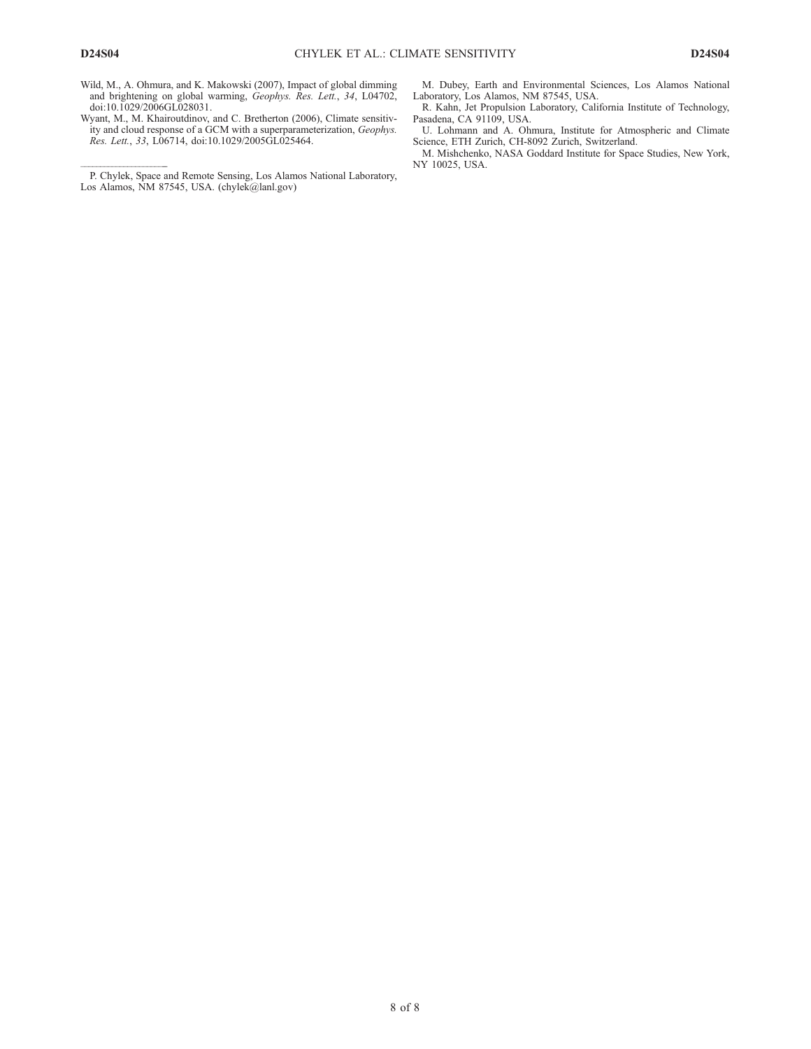Wild, M., A. Ohmura, and K. Makowski (2007), Impact of global dimming and brightening on global warming, *Geophys. Res. Lett.*, *34*, L04702, doi:10.1029/2006GL028031.

Wyant, M., M. Khairoutdinov, and C. Bretherton (2006), Climate sensitivity and cloud response of a GCM with a superparameterization, *Geophys. Res. Lett.*, *33*, L06714, doi:10.1029/2005GL025464.

---

P. Chylek, Space and Remote Sensing, Los Alamos National Laboratory, Los Alamos, NM 87545, USA. (chylek@lanl.gov)

M. Dubey, Earth and Environmental Sciences, Los Alamos National Laboratory, Los Alamos, NM 87545, USA.

R. Kahn, Jet Propulsion Laboratory, California Institute of Technology, Pasadena, CA 91109, USA.

U. Lohmann and A. Ohmura, Institute for Atmospheric and Climate Science, ETH Zurich, CH-8092 Zurich, Switzerland.

M. Mishchenko, NASA Goddard Institute for Space Studies, New York, NY 10025, USA.